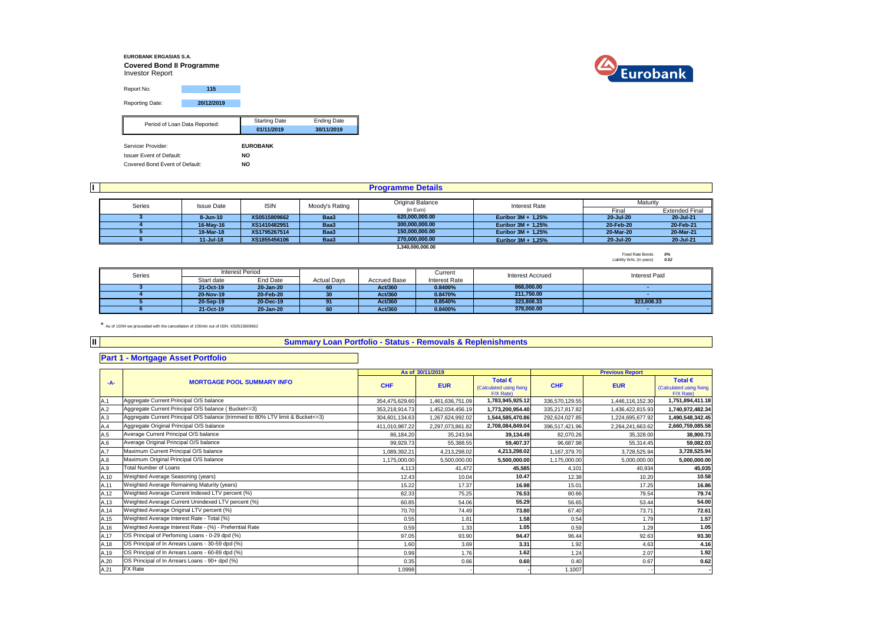**EUROBANK ERGASIAS S.A.**

**Covered Bond II Programme**

Investor Report

| Report No: | 115 |
|---|---|
| Reporting Date: | 20/12/2019 |

| Period of Loan Data Reported: | Starting Date | Ending Date |
|---|---|---|
| | 01/11/2019 | 30/11/2019 |

| | |
|---|---|
| Servicer Provider: | **EUROBANK** |
| Issuer Event of Default: | **NO** |
| Covered Bond Event of Default: | **NO** |

## I Programme Details

| Series | Issue Date | ISIN | Moody's Rating | Original Balance (in Euro) | Interest Rate | Maturity Final | Maturity Extended Final |
|---|---|---|---|---|---|---|---|
| **3** | **8-Jun-10** | **XS0515809662** | **Baa3** | **620,000,000.00** | **Euribor 3M + 1,25%** | **20-Jul-20** | **20-Jul-21** |
| **4** | **16-May-16** | **XS1410482951** | **Baa3** | **300,000,000.00** | **Euribor 3M + 1,25%** | **20-Feb-20** | **20-Feb-21** |
| **5** | **19-Mar-18** | **XS1795267514** | **Baa3** | **150,000,000.00** | **Euribor 3M + 1,25%** | **20-Mar-20** | **20-Mar-21** |
| **6** | **11-Jul-18** | **XS1855456106** | **Baa3** | **270,000,000.00** | **Euribor 3M + 1,25%** | **20-Jul-20** | **20-Jul-21** |
| | | | | **1,340,000,000.00** | | | |

Fixed Rate Bonds *0%*

Liability WAL (in years) *0.52*

| Series | Interest Period Start date | Interest Period End Date | Actual Days | Accrued Base | Current Interest Rate | Interest Accrued | Interest Paid |
|---|---|---|---|---|---|---|---|
| **3** | **21-Oct-19** | **20-Jan-20** | **60** | **Act/360** | **0.8400%** | **868,000.00** | **-** |
| **4** | **20-Nov-19** | **20-Feb-20** | **30** | **Act/360** | **0.8470%** | **211,750.00** | **-** |
| **5** | **20-Sep-19** | **20-Dec-19** | **91** | **Act/360** | **0.8540%** | **323,808.33** | **323,808.33** |
| **6** | **21-Oct-19** | **20-Jan-20** | **60** | **Act/360** | **0.8400%** | **378,000.00** | **-** |

* As of 10/04 we proceeded with the cancellation of 100mln out of ISIN XS0515809662

## II Summary Loan Portfolio - Status - Removals & Replenishments

### Part 1 - Mortgage Asset Portfolio

| -A- | MORTGAGE POOL SUMMARY INFO | As of 30/11/2019 CHF | As of 30/11/2019 EUR | As of 30/11/2019 Total € (Calculated using fixing F/X Rate) | Previous Report CHF | Previous Report EUR | Previous Report Total € (Calculated using fixing F/X Rate) |
|---|---|---|---|---|---|---|---|
| A.1 | Aggregate Current Principal O/S balance | 354,475,629.60 | 1,461,636,751.09 | **1,783,945,925.12** | 336,570,129.55 | 1,446,116,152.30 | **1,751,894,411.18** |
| A.2 | Aggregate Current Principal O/S balance ( Bucket<=3) | 353,218,914.73 | 1,452,034,456.19 | **1,773,200,954.40** | 335,217,817.82 | 1,436,422,815.93 | **1,740,972,482.34** |
| A.3 | Aggregate Current Principal O/S balance (trimmed to 80% LTV limit & Bucket<=3) | 304,601,134.63 | 1,267,624,992.02 | **1,544,585,470.86** | 292,624,027.85 | 1,224,695,677.92 | **1,490,548,342.45** |
| A.4 | Aggregate Original Principal O/S balance | 411,010,987.22 | 2,297,073,861.82 | **2,708,084,849.04** | 396,517,421.96 | 2,264,241,663.62 | **2,660,759,085.58** |
| A.5 | Average Current Principal O/S balance | 86,184.20 | 35,243.94 | **39,134.49** | 82,070.26 | 35,328.00 | **38,900.73** |
| A.6 | Average Original Principal O/S balance | 99,929.73 | 55,388.55 | **59,407.37** | 96,687.98 | 55,314.45 | **59,082.03** |
| A.7 | Maximum Current Principal O/S balance | 1,089,392.21 | 4,213,298.02 | **4,213,298.02** | 1,167,379.70 | 3,728,525.94 | **3,728,525.94** |
| A.8 | Maximum Original Principal O/S balance | 1,175,000.00 | 5,500,000.00 | **5,500,000.00** | 1,175,000.00 | 5,000,000.00 | **5,000,000.00** |
| A.9 | Total Number of Loans | 4,113 | 41,472 | **45,585** | 4,101 | 40,934 | **45,035** |
| A.10 | Weighted Average Seasoning (years) | 12.43 | 10.04 | **10.47** | 12.38 | 10.20 | **10.58** |
| A.11 | Weighted Average Remaining Maturity (years) | 15.22 | 17.37 | **16.98** | 15.01 | 17.25 | **16.86** |
| A.12 | Weighted Average Current Indexed LTV percent (%) | 82.33 | 75.25 | **76.53** | 80.66 | 79.54 | **79.74** |
| A.13 | Weighted Average Current Unindexed LTV percent (%) | 60.85 | 54.06 | **55.29** | 56.65 | 53.44 | **54.00** |
| A.14 | Weighted Average Original LTV percent (%) | 70.70 | 74.49 | **73.80** | 67.40 | 73.71 | **72.61** |
| A.15 | Weighted Average Interest Rate - Total (%) | 0.55 | 1.81 | **1.58** | 0.54 | 1.79 | **1.57** |
| A.16 | Weighted Average Interest Rate - (%) - Preferntial Rate | 0.59 | 1.33 | **1.05** | 0.59 | 1.29 | **1.05** |
| A.17 | OS Principal of Perfoming Loans - 0-29 dpd (%) | 97.05 | 93.90 | **94.47** | 96.44 | 92.63 | **93.30** |
| A.18 | OS Principal of In Arrears Loans - 30-59 dpd (%) | 1.60 | 3.69 | **3.31** | 1.92 | 4.63 | **4.16** |
| A.19 | OS Principal of In Arrears Loans - 60-89 dpd (%) | 0.99 | 1.76 | **1.62** | 1.24 | 2.07 | **1.92** |
| A.20 | OS Principal of In Arrears Loans - 90+ dpd (%) | 0.35 | 0.66 | **0.60** | 0.40 | 0.67 | **0.62** |
| A.21 | FX Rate | 1.0998 | - | **-** | 1.1007 | - | **-** |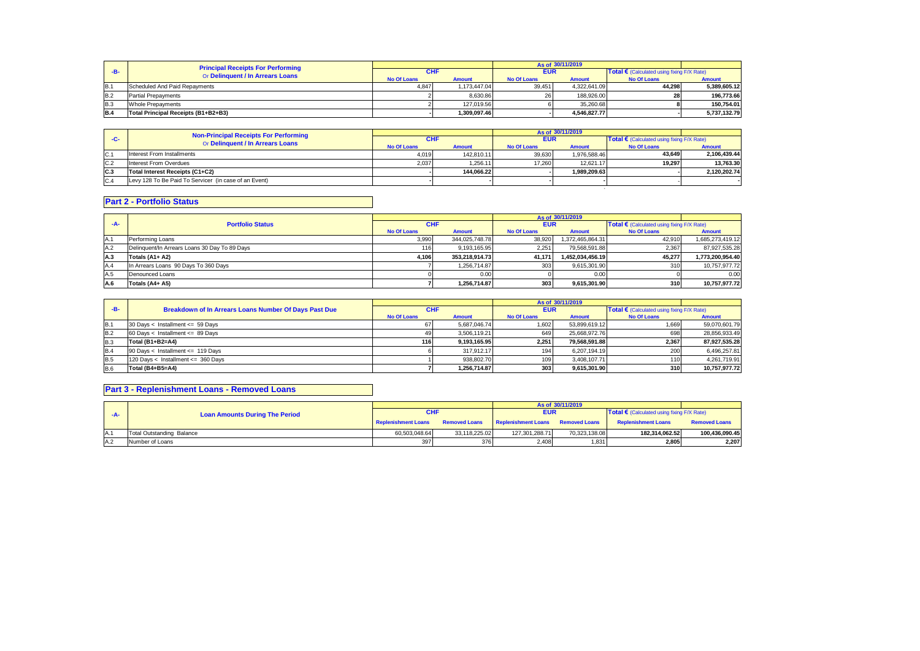| -B- | Principal Receipts For Performing Or Delinquent / In Arrears Loans | As of 30/11/2019 | | | | | |
|---|---|---|---|---|---|---|---|
| | | CHF | | EUR | | Total € (Calculated using fixing F/X Rate) | |
| | | No Of Loans | Amount | No Of Loans | Amount | No Of Loans | Amount |
| B.1 | Scheduled And Paid Repayments | 4,847 | 1,173,447.04 | 39,451 | 4,322,641.09 | 44,298 | 5,389,605.12 |
| B.2 | Partial Prepayments | 2 | 8,630.86 | 26 | 188,926.00 | 28 | 196,773.66 |
| B.3 | Whole Prepayments | 2 | 127,019.56 | 6 | 35,260.68 | 8 | 150,754.01 |
| B.4 | Total Principal Receipts (B1+B2+B3) | - | 1,309,097.46 | - | 4,546,827.77 | - | 5,737,132.79 |

| -C- | Non-Principal Receipts For Performing Or Delinquent / In Arrears Loans | As of 30/11/2019 | | | | | |
|---|---|---|---|---|---|---|---|
| | | CHF | | EUR | | Total € (Calculated using fixing F/X Rate) | |
| | | No Of Loans | Amount | No Of Loans | Amount | No Of Loans | Amount |
| C.1 | Interest From Installments | 4,019 | 142,810.11 | 39,630 | 1,976,588.46 | 43,649 | 2,106,439.44 |
| C.2 | Interest From Overdues | 2,037 | 1,256.11 | 17,260 | 12,621.17 | 19,297 | 13,763.30 |
| C.3 | Total Interest Receipts (C1+C2) | - | 144,066.22 | - | 1,989,209.63 | - | 2,120,202.74 |
| C.4 | Levy 128 To Be Paid To Servicer (in case of an Event) | - | - | - | - | - | - |

## Part 2 - Portfolio Status

| -A- | Portfolio Status | As of 30/11/2019 | | | | | |
|---|---|---|---|---|---|---|---|
| | | CHF | | EUR | | Total € (Calculated using fixing F/X Rate) | |
| | | No Of Loans | Amount | No Of Loans | Amount | No Of Loans | Amount |
| A.1 | Performing Loans | 3,990 | 344,025,748.78 | 38,920 | 1,372,465,864.31 | 42,910 | 1,685,273,419.12 |
| A.2 | Delinquent/In Arrears Loans 30 Day To 89 Days | 116 | 9,193,165.95 | 2,251 | 79,568,591.88 | 2,367 | 87,927,535.28 |
| A.3 | Totals (A1+ A2) | 4,106 | 353,218,914.73 | 41,171 | 1,452,034,456.19 | 45,277 | 1,773,200,954.40 |
| A.4 | In Arrears Loans 90 Days To 360 Days | 7 | 1,256,714.87 | 303 | 9,615,301.90 | 310 | 10,757,977.72 |
| A.5 | Denounced Loans | 0 | 0.00 | 0 | 0.00 | 0 | 0.00 |
| A.6 | Totals (A4+ A5) | 7 | 1,256,714.87 | 303 | 9,615,301.90 | 310 | 10,757,977.72 |

| -B- | Breakdown of In Arrears Loans Number Of Days Past Due | As of 30/11/2019 | | | | | |
|---|---|---|---|---|---|---|---|
| | | CHF | | EUR | | Total € (Calculated using fixing F/X Rate) | |
| | | No Of Loans | Amount | No Of Loans | Amount | No Of Loans | Amount |
| B.1 | 30 Days < Installment <= 59 Days | 67 | 5,687,046.74 | 1,602 | 53,899,619.12 | 1,669 | 59,070,601.79 |
| B.2 | 60 Days < Installment <= 89 Days | 49 | 3,506,119.21 | 649 | 25,668,972.76 | 698 | 28,856,933.49 |
| B.3 | Total (B1+B2=A4) | 116 | 9,193,165.95 | 2,251 | 79,568,591.88 | 2,367 | 87,927,535.28 |
| B.4 | 90 Days < Installment <= 119 Days | 6 | 317,912.17 | 194 | 6,207,194.19 | 200 | 6,496,257.81 |
| B.5 | 120 Days < Installment <= 360 Days | 1 | 938,802.70 | 109 | 3,408,107.71 | 110 | 4,261,719.91 |
| B.6 | Total (B4+B5=A4) | 7 | 1,256,714.87 | 303 | 9,615,301.90 | 310 | 10,757,977.72 |

## Part 3 - Replenishment Loans - Removed Loans

| -A- | Loan Amounts During The Period | As of 30/11/2019 | | | | | |
|---|---|---|---|---|---|---|---|
| | | CHF | | EUR | | Total € (Calculated using fixing F/X Rate) | |
| | | Replenishment Loans | Removed Loans | Replenishment Loans | Removed Loans | Replenishment Loans | Removed Loans |
| A.1 | Total Outstanding Balance | 60,503,048.64 | 33,118,225.02 | 127,301,288.71 | 70,323,138.08 | 182,314,062.52 | 100,436,090.45 |
| A.2 | Number of Loans | 397 | 376 | 2,408 | 1,831 | 2,805 | 2,207 |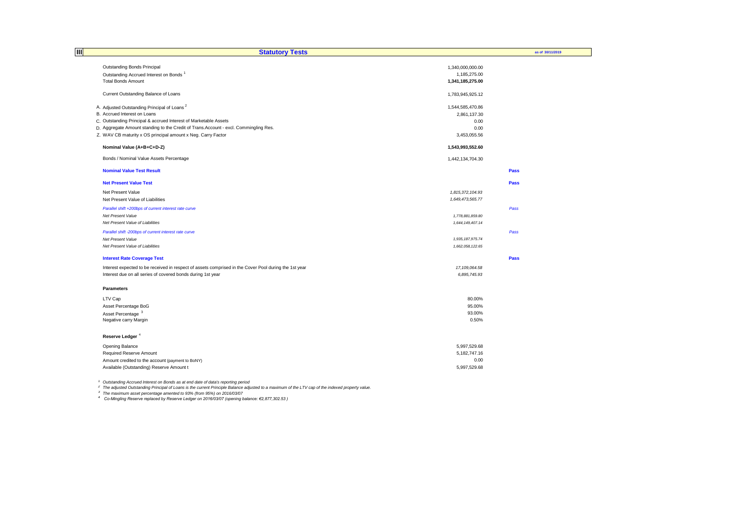## III Statutory Tests

as of 30/11/2019

| | | |
|---|---|---|
| Outstanding Bonds Principal | 1,340,000,000.00 | |
| Outstanding Accrued Interest on Bonds [1] | 1,185,275.00 | |
| Total Bonds Amount | **1,341,185,275.00** | |
| | | |
| Current Outstanding Balance of Loans | 1,783,945,925.12 | |
| | | |
| A. Adjusted Outstanding Principal of Loans [2] | 1,544,585,470.86 | |
| B. Accrued Interest on Loans | 2,861,137.30 | |
| C. Outstanding Principal & accrued Interest of Marketable Assets | 0.00 | |
| D. Aggregate Amount standing to the Credit of Trans.Account - excl. Commingling Res. | 0.00 | |
| Z. WAV CB maturity x OS principal amount x Neg. Carry Factor | 3,453,055.56 | |
| | | |
| **Nominal Value (A+B+C+D-Z)** | **1,543,993,552.60** | |
| | | |
| Bonds / Nominal Value Assets Percentage | 1,442,134,704.30 | |
| | | |
| **Nominal Value Test Result** | | **Pass** |
| | | |
| **Net Present Value Test** | | **Pass** |
| Net Present Value | *1,815,372,104.93* | |
| Net Present Value of Liabilities | *1,649,473,565.77* | |
| *Parallel shift +200bps of current interest rate curve* | | *Pass* |
| *Net Present Value* | *1,778,881,859.80* | |
| *Net Present Value of Liabilities* | *1,644,149,407.14* | |
| *Parallel shift -200bps of current interest rate curve* | | *Pass* |
| *Net Present Value* | *1,935,187,975.74* | |
| *Net Present Value of Liabilities* | *1,662,058,122.65* | |
| | | |
| **Interest Rate Coverage Test** | | **Pass** |
| Interest expected to be received in respect of assets comprised in the Cover Pool during the 1st year | *17,109,064.58* | |
| Interest due on all series of covered bonds during 1st year | *6,895,745.93* | |

**Parameters**

| | |
|---|---|
| LTV Cap | 80.00% |
| Asset Percentage BoG | 95.00% |
| Asset Percentage [3] | 93.00% |
| Negative carry Margin | 0.50% |

**Reserve Ledger** [4]

| | |
|---|---|
| Opening Balance | 5,997,529.68 |
| Required Reserve Amount | 5,182,747.16 |
| Amount credited to the account (payment to BoNY) | 0.00 |
| Available (Outstanding) Reserve Amount t | 5,997,529.68 |

[1] *Outstanding Accrued Interest on Bonds as at end date of data's reporting period*

[2] *The adjusted Outstanding Principal of Loans is the current Principle Balance adjusted to a maximum of the LTV cap of the indexed property value.*

[3] *The maximum asset percentage amented to 93% (from 95%) on 2016/03/07*

[4] *Co-Mingling Reserve replaced by Reserve Ledger on 2016/03/07 (opening balance: €2,877,302.53 )*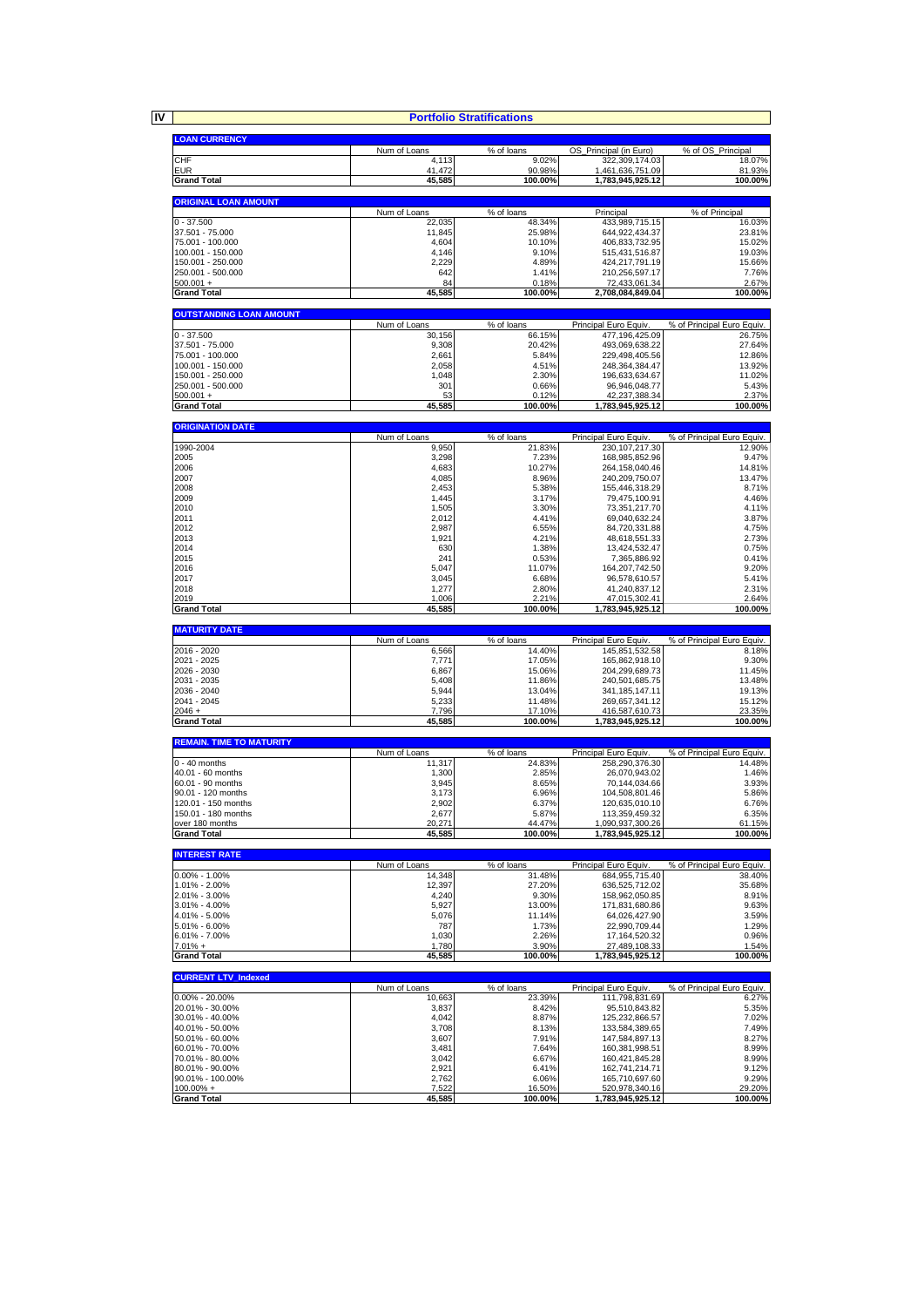# IV Portfolio Stratifications

## LOAN CURRENCY

| | Num of Loans | % of loans | OS_Principal (in Euro) | % of OS_Principal |
|---|---|---|---|---|
| CHF | 4,113 | 9.02% | 322,309,174.03 | 18.07% |
| EUR | 41,472 | 90.98% | 1,461,636,751.09 | 81.93% |
| **Grand Total** | **45,585** | **100.00%** | **1,783,945,925.12** | **100.00%** |

## ORIGINAL LOAN AMOUNT

| | Num of Loans | % of loans | Principal | % of Principal |
|---|---|---|---|---|
| 0 - 37.500 | 22,035 | 48.34% | 433,989,715.15 | 16.03% |
| 37.501 - 75.000 | 11,845 | 25.98% | 644,922,434.37 | 23.81% |
| 75.001 - 100.000 | 4,604 | 10.10% | 406,833,732.95 | 15.02% |
| 100.001 - 150.000 | 4,146 | 9.10% | 515,431,516.87 | 19.03% |
| 150.001 - 250.000 | 2,229 | 4.89% | 424,217,791.19 | 15.66% |
| 250.001 - 500.000 | 642 | 1.41% | 210,256,597.17 | 7.76% |
| 500.001 + | 84 | 0.18% | 72,433,061.34 | 2.67% |
| **Grand Total** | **45,585** | **100.00%** | **2,708,084,849.04** | **100.00%** |

## OUTSTANDING LOAN AMOUNT

| | Num of Loans | % of loans | Principal Euro Equiv. | % of Principal Euro Equiv. |
|---|---|---|---|---|
| 0 - 37.500 | 30,156 | 66.15% | 477,196,425.09 | 26.75% |
| 37.501 - 75.000 | 9,308 | 20.42% | 493,069,638.22 | 27.64% |
| 75.001 - 100.000 | 2,661 | 5.84% | 229,498,405.56 | 12.86% |
| 100.001 - 150.000 | 2,058 | 4.51% | 248,364,384.47 | 13.92% |
| 150.001 - 250.000 | 1,048 | 2.30% | 196,633,634.67 | 11.02% |
| 250.001 - 500.000 | 301 | 0.66% | 96,946,048.77 | 5.43% |
| 500.001 + | 53 | 0.12% | 42,237,388.34 | 2.37% |
| **Grand Total** | **45,585** | **100.00%** | **1,783,945,925.12** | **100.00%** |

## ORIGINATION DATE

| | Num of Loans | % of loans | Principal Euro Equiv. | % of Principal Euro Equiv. |
|---|---|---|---|---|
| 1990-2004 | 9,950 | 21.83% | 230,107,217.30 | 12.90% |
| 2005 | 3,298 | 7.23% | 168,985,852.96 | 9.47% |
| 2006 | 4,683 | 10.27% | 264,158,040.46 | 14.81% |
| 2007 | 4,085 | 8.96% | 240,209,750.07 | 13.47% |
| 2008 | 2,453 | 5.38% | 155,446,318.29 | 8.71% |
| 2009 | 1,445 | 3.17% | 79,475,100.91 | 4.46% |
| 2010 | 1,505 | 3.30% | 73,351,217.70 | 4.11% |
| 2011 | 2,012 | 4.41% | 69,040,632.24 | 3.87% |
| 2012 | 2,987 | 6.55% | 84,720,331.88 | 4.75% |
| 2013 | 1,921 | 4.21% | 48,618,551.33 | 2.73% |
| 2014 | 630 | 1.38% | 13,424,532.47 | 0.75% |
| 2015 | 241 | 0.53% | 7,365,886.92 | 0.41% |
| 2016 | 5,047 | 11.07% | 164,207,742.50 | 9.20% |
| 2017 | 3,045 | 6.68% | 96,578,610.57 | 5.41% |
| 2018 | 1,277 | 2.80% | 41,240,837.12 | 2.31% |
| 2019 | 1,006 | 2.21% | 47,015,302.41 | 2.64% |
| **Grand Total** | **45,585** | **100.00%** | **1,783,945,925.12** | **100.00%** |

## MATURITY DATE

| | Num of Loans | % of loans | Principal Euro Equiv. | % of Principal Euro Equiv. |
|---|---|---|---|---|
| 2016 - 2020 | 6,566 | 14.40% | 145,851,532.58 | 8.18% |
| 2021 - 2025 | 7,771 | 17.05% | 165,862,918.10 | 9.30% |
| 2026 - 2030 | 6,867 | 15.06% | 204,299,689.73 | 11.45% |
| 2031 - 2035 | 5,408 | 11.86% | 240,501,685.75 | 13.48% |
| 2036 - 2040 | 5,944 | 13.04% | 341,185,147.11 | 19.13% |
| 2041 - 2045 | 5,233 | 11.48% | 269,657,341.12 | 15.12% |
| 2046 + | 7,796 | 17.10% | 416,587,610.73 | 23.35% |
| **Grand Total** | **45,585** | **100.00%** | **1,783,945,925.12** | **100.00%** |

## REMAIN. TIME TO MATURITY

| | Num of Loans | % of loans | Principal Euro Equiv. | % of Principal Euro Equiv. |
|---|---|---|---|---|
| 0 - 40 months | 11,317 | 24.83% | 258,290,376.30 | 14.48% |
| 40.01 - 60 months | 1,300 | 2.85% | 26,070,943.02 | 1.46% |
| 60.01 - 90 months | 3,945 | 8.65% | 70,144,034.66 | 3.93% |
| 90.01 - 120 months | 3,173 | 6.96% | 104,508,801.46 | 5.86% |
| 120.01 - 150 months | 2,902 | 6.37% | 120,635,010.10 | 6.76% |
| 150.01 - 180 months | 2,677 | 5.87% | 113,359,459.32 | 6.35% |
| over 180 months | 20,271 | 44.47% | 1,090,937,300.26 | 61.15% |
| **Grand Total** | **45,585** | **100.00%** | **1,783,945,925.12** | **100.00%** |

## INTEREST RATE

| | Num of Loans | % of loans | Principal Euro Equiv. | % of Principal Euro Equiv. |
|---|---|---|---|---|
| 0.00% - 1.00% | 14,348 | 31.48% | 684,955,715.40 | 38.40% |
| 1.01% - 2.00% | 12,397 | 27.20% | 636,525,712.02 | 35.68% |
| 2.01% - 3.00% | 4,240 | 9.30% | 158,962,050.85 | 8.91% |
| 3.01% - 4.00% | 5,927 | 13.00% | 171,831,680.86 | 9.63% |
| 4.01% - 5.00% | 5,076 | 11.14% | 64,026,427.90 | 3.59% |
| 5.01% - 6.00% | 787 | 1.73% | 22,990,709.44 | 1.29% |
| 6.01% - 7.00% | 1,030 | 2.26% | 17,164,520.32 | 0.96% |
| 7.01% + | 1,780 | 3.90% | 27,489,108.33 | 1.54% |
| **Grand Total** | **45,585** | **100.00%** | **1,783,945,925.12** | **100.00%** |

## CURRENT LTV_Indexed

| | Num of Loans | % of loans | Principal Euro Equiv. | % of Principal Euro Equiv. |
|---|---|---|---|---|
| 0.00% - 20.00% | 10,663 | 23.39% | 111,798,831.69 | 6.27% |
| 20.01% - 30.00% | 3,837 | 8.42% | 95,510,843.82 | 5.35% |
| 30.01% - 40.00% | 4,042 | 8.87% | 125,232,866.57 | 7.02% |
| 40.01% - 50.00% | 3,708 | 8.13% | 133,584,389.65 | 7.49% |
| 50.01% - 60.00% | 3,607 | 7.91% | 147,584,897.13 | 8.27% |
| 60.01% - 70.00% | 3,481 | 7.64% | 160,381,998.51 | 8.99% |
| 70.01% - 80.00% | 3,042 | 6.67% | 160,421,845.28 | 8.99% |
| 80.01% - 90.00% | 2,921 | 6.41% | 162,741,214.71 | 9.12% |
| 90.01% - 100.00% | 2,762 | 6.06% | 165,710,697.60 | 9.29% |
| 100.00% + | 7,522 | 16.50% | 520,978,340.16 | 29.20% |
| **Grand Total** | **45,585** | **100.00%** | **1,783,945,925.12** | **100.00%** |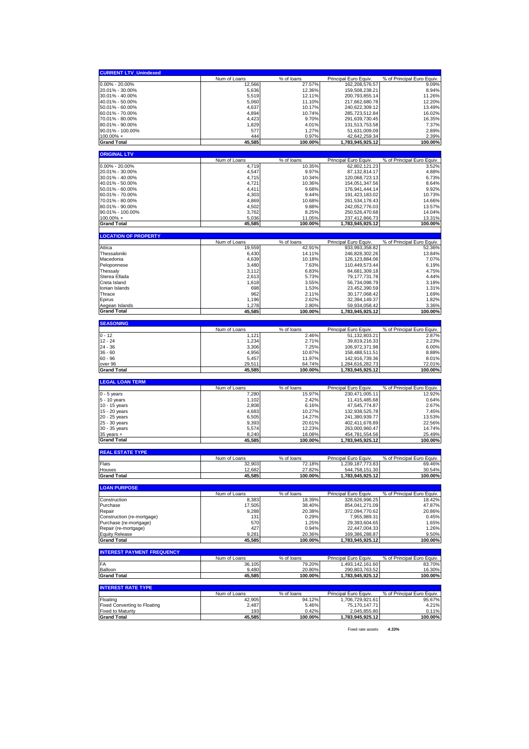| CURRENT LTV_Unindexed | Num of Loans | % of loans | Principal Euro Equiv. | % of Principal Euro Equiv. |
|---|---|---|---|---|
| 0.00% - 20.00% | 12,566 | 27.57% | 162,208,576.57 | 9.09% |
| 20.01% - 30.00% | 5,636 | 12.36% | 159,508,238.21 | 8.94% |
| 30.01% - 40.00% | 5,519 | 12.11% | 200,793,855.14 | 11.26% |
| 40.01% - 50.00% | 5,060 | 11.10% | 217,662,680.78 | 12.20% |
| 50.01% - 60.00% | 4,637 | 10.17% | 240,622,309.12 | 13.49% |
| 60.01% - 70.00% | 4,894 | 10.74% | 285,723,512.84 | 16.02% |
| 70.01% - 80.00% | 4,423 | 9.70% | 291,639,730.45 | 16.35% |
| 80.01% - 90.00% | 1,829 | 4.01% | 131,513,753.58 | 7.37% |
| 90.01% - 100.00% | 577 | 1.27% | 51,631,009.09 | 2.89% |
| 100.00% + | 444 | 0.97% | 42,642,259.34 | 2.39% |
| **Grand Total** | **45,585** | **100.00%** | **1,783,945,925.12** | **100.00%** |

| ORIGINAL LTV | Num of Loans | % of loans | Principal Euro Equiv. | % of Principal Euro Equiv. |
|---|---|---|---|---|
| 0.00% - 20.00% | 4,719 | 10.35% | 62,802,121.23 | 3.52% |
| 20.01% - 30.00% | 4,547 | 9.97% | 87,132,814.17 | 4.88% |
| 30.01% - 40.00% | 4,715 | 10.34% | 120,068,723.13 | 6.73% |
| 40.01% - 50.00% | 4,721 | 10.36% | 154,051,347.56 | 8.64% |
| 50.01% - 60.00% | 4,411 | 9.68% | 176,941,444.14 | 9.92% |
| 60.01% - 70.00% | 4,303 | 9.44% | 191,423,183.02 | 10.73% |
| 70.01% - 80.00% | 4,869 | 10.68% | 261,534,178.43 | 14.66% |
| 80.01% - 90.00% | 4,502 | 9.88% | 242,052,776.03 | 13.57% |
| 90.01% - 100.00% | 3,762 | 8.25% | 250,526,470.68 | 14.04% |
| 100.00% + | 5,036 | 11.05% | 237,412,866.73 | 13.31% |
| **Grand Total** | **45,585** | **100.00%** | **1,783,945,925.12** | **100.00%** |

| LOCATION OF PROPERTY | Num of Loans | % of loans | Principal Euro Equiv. | % of Principal Euro Equiv. |
|---|---|---|---|---|
| Attica | 19,559 | 42.91% | 933,993,358.82 | 52.36% |
| Thessaloniki | 6,430 | 14.11% | 246,828,302.26 | 13.84% |
| Macedonia | 4,639 | 10.18% | 126,123,884.06 | 7.07% |
| Peloponnese | 3,480 | 7.63% | 110,449,573.44 | 6.19% |
| Thessaly | 3,112 | 6.83% | 84,681,309.18 | 4.75% |
| Sterea Ellada | 2,613 | 5.73% | 79,177,731.78 | 4.44% |
| Creta Island | 1,618 | 3.55% | 56,734,098.79 | 3.18% |
| Ionian Islands | 698 | 1.53% | 23,452,390.59 | 1.31% |
| Thrace | 962 | 2.11% | 30,177,068.42 | 1.69% |
| Epirus | 1,196 | 2.62% | 32,394,149.37 | 1.82% |
| Aegean Islands | 1,278 | 2.80% | 59,934,058.42 | 3.36% |
| **Grand Total** | **45,585** | **100.00%** | **1,783,945,925.12** | **100.00%** |

| SEASONING | Num of Loans | % of loans | Principal Euro Equiv. | % of Principal Euro Equiv. |
|---|---|---|---|---|
| 0 - 12 | 1,121 | 2.46% | 51,132,803.21 | 2.87% |
| 12 - 24 | 1,234 | 2.71% | 39,819,216.33 | 2.23% |
| 24 - 36 | 3,306 | 7.25% | 106,972,371.98 | 6.00% |
| 36 - 60 | 4,956 | 10.87% | 158,488,511.51 | 8.88% |
| 60 - 96 | 5,457 | 11.97% | 142,916,739.36 | 8.01% |
| over 96 | 29,511 | 64.74% | 1,284,616,282.73 | 72.01% |
| **Grand Total** | **45,585** | **100.00%** | **1,783,945,925.12** | **100.00%** |

| LEGAL LOAN TERM | Num of Loans | % of loans | Principal Euro Equiv. | % of Principal Euro Equiv. |
|---|---|---|---|---|
| 0 - 5 years | 7,280 | 15.97% | 230,471,005.11 | 12.92% |
| 5 - 10 years | 1,102 | 2.42% | 11,415,485.68 | 0.64% |
| 10 - 15 years | 2,808 | 6.16% | 47,545,774.87 | 2.67% |
| 15 - 20 years | 4,683 | 10.27% | 132,938,525.78 | 7.45% |
| 20 - 25 years | 6,505 | 14.27% | 241,380,939.77 | 13.53% |
| 25 - 30 years | 9,393 | 20.61% | 402,411,678.89 | 22.56% |
| 30 - 35 years | 5,574 | 12.23% | 263,000,960.47 | 14.74% |
| 35 years + | 8,240 | 18.08% | 454,781,554.56 | 25.49% |
| **Grand Total** | **45,585** | **100.00%** | **1,783,945,925.12** | **100.00%** |

| REAL ESTATE TYPE | Num of Loans | % of loans | Principal Euro Equiv. | % of Principal Euro Equiv. |
|---|---|---|---|---|
| Flats | 32,903 | 72.18% | 1,239,187,773.83 | 69.46% |
| Houses | 12,682 | 27.82% | 544,758,151.30 | 30.54% |
| **Grand Total** | **45,585** | **100.00%** | **1,783,945,925.12** | **100.00%** |

| LOAN PURPOSE | Num of Loans | % of loans | Principal Euro Equiv. | % of Principal Euro Equiv. |
|---|---|---|---|---|
| Construction | 8,383 | 18.39% | 328,626,996.25 | 18.42% |
| Purchase | 17,505 | 38.40% | 854,041,271.09 | 47.87% |
| Repair | 9,288 | 20.38% | 372,094,770.62 | 20.86% |
| Construction (re-mortgage) | 131 | 0.29% | 7,955,989.31 | 0.45% |
| Purchase (re-mortgage) | 570 | 1.25% | 29,393,604.65 | 1.65% |
| Repair (re-mortgage) | 427 | 0.94% | 22,447,004.33 | 1.26% |
| Equity Release | 9,281 | 20.36% | 169,386,288.87 | 9.50% |
| **Grand Total** | **45,585** | **100.00%** | **1,783,945,925.12** | **100.00%** |

| INTEREST PAYMENT FREQUENCY | Num of Loans | % of loans | Principal Euro Equiv. | % of Principal Euro Equiv. |
|---|---|---|---|---|
| FA | 36,105 | 79.20% | 1,493,142,161.60 | 83.70% |
| Balloon | 9,480 | 20.80% | 290,803,763.52 | 16.30% |
| **Grand Total** | **45,585** | **100.00%** | **1,783,945,925.12** | **100.00%** |

| INTEREST RATE TYPE | Num of Loans | % of loans | Principal Euro Equiv. | % of Principal Euro Equiv. |
|---|---|---|---|---|
| Floating | 42,905 | 94.12% | 1,706,729,921.61 | 95.67% |
| Fixed Converting to Floating | 2,487 | 5.46% | 75,170,147.71 | 4.21% |
| Fixed to Maturity | 193 | 0.42% | 2,045,855.80 | 0.11% |
| **Grand Total** | **45,585** | **100.00%** | **1,783,945,925.12** | **100.00%** |

Fixed rate assets *4.33%*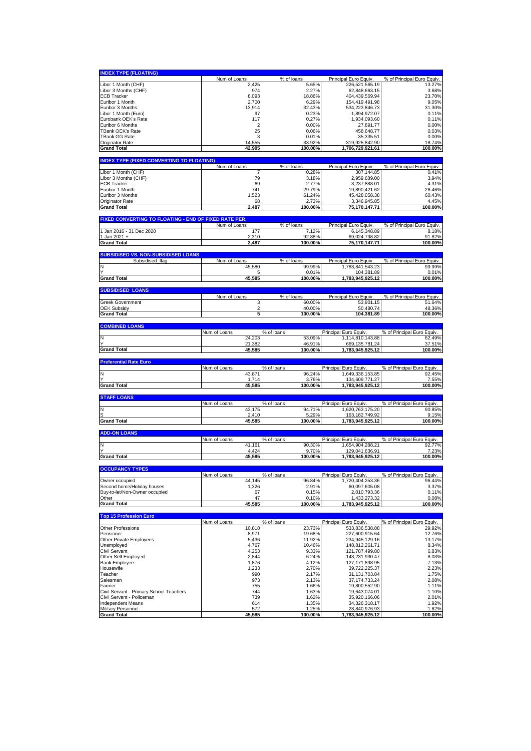| INDEX TYPE (FLOATING) | Num of Loans | % of loans | Principal Euro Equiv. | % of Principal Euro Equiv. |
|---|---|---|---|---|
| Libor 1 Month (CHF) | 2,425 | 5.65% | 226,521,565.19 | 13.27% |
| Libor 3 Months (CHF) | 974 | 2.27% | 62,848,663.15 | 3.68% |
| ECB Tracker | 8,093 | 18.86% | 404,439,569.94 | 23.70% |
| Euribor 1 Month | 2,700 | 6.29% | 154,419,491.98 | 9.05% |
| Euribor 3 Months | 13,914 | 32.43% | 534,223,846.73 | 31.30% |
| Libor 1 Month (Euro) | 97 | 0.23% | 1,894,972.07 | 0.11% |
| Eurobank OEK's Rate | 117 | 0.27% | 1,934,093.60 | 0.11% |
| Euribor 6 Months | 2 | 0.00% | 27,891.77 | 0.00% |
| TBank OEK's Rate | 25 | 0.06% | 458,648.77 | 0.03% |
| TBank GG Rate | 3 | 0.01% | 35,335.51 | 0.00% |
| Originator Rate | 14,555 | 33.92% | 319,925,842.90 | 18.74% |
| **Grand Total** | **42,905** | **100.00%** | **1,706,729,921.61** | **100.00%** |

| INDEX TYPE (FIXED CONVERTING TO FLOATING) | Num of Loans | % of loans | Principal Euro Equiv. | % of Principal Euro Equiv. |
|---|---|---|---|---|
| Libor 1 Month (CHF) | 7 | 0.28% | 307,144.85 | 0.41% |
| Libor 3 Months (CHF) | 79 | 3.18% | 2,959,689.00 | 3.94% |
| ECB Tracker | 69 | 2.77% | 3,237,888.01 | 4.31% |
| Euribor 1 Month | 741 | 29.79% | 19,890,421.62 | 26.46% |
| Euribor 3 Months | 1,523 | 61.24% | 45,428,058.38 | 60.43% |
| Originator Rate | 68 | 2.73% | 3,346,945.85 | 4.45% |
| **Grand Total** | **2,487** | **100.00%** | **75,170,147.71** | **100.00%** |

| FIXED CONVERTING TO FLOATING - END OF FIXED RATE PER. | Num of Loans | % of loans | Principal Euro Equiv. | % of Principal Euro Equiv. |
|---|---|---|---|---|
| 1 Jan 2016 - 31 Dec 2020 | 177 | 7.12% | 6,145,348.89 | 8.18% |
| 1 Jan 2021 + | 2,310 | 92.88% | 69,024,798.82 | 91.82% |
| **Grand Total** | **2,487** | **100.00%** | **75,170,147.71** | **100.00%** |

| SUBSIDISED VS. NON-SUBSIDISED LOANS | | | | |
|---|---|---|---|---|
| Subsidised_flag | Num of Loans | % of loans | Principal Euro Equiv. | % of Principal Euro Equiv. |
| N | 45,580 | 99.99% | 1,783,841,543.23 | 99.99% |
| Y | 5 | 0.01% | 104,381.89 | 0.01% |
| **Grand Total** | **45,585** | **100.00%** | **1,783,945,925.12** | **100.00%** |

| SUBSIDISED LOANS | Num of Loans | % of loans | Principal Euro Equiv. | % of Principal Euro Equiv. |
|---|---|---|---|---|
| Greek Government | 3 | 60.00% | 53,901.15 | 51.64% |
| OEK Subsidy | 2 | 40.00% | 50,480.74 | 48.36% |
| **Grand Total** | **5** | **100.00%** | **104,381.89** | **100.00%** |

| COMBINED LOANS | Num of Loans | % of loans | Principal Euro Equiv. | % of Principal Euro Equiv. |
|---|---|---|---|---|
| N | 24,203 | 53.09% | 1,114,810,143.88 | 62.49% |
| Y | 21,382 | 46.91% | 669,135,781.24 | 37.51% |
| **Grand Total** | **45,585** | **100.00%** | **1,783,945,925.12** | **100.00%** |

| Preferential Rate Euro | Num of Loans | % of loans | Principal Euro Equiv. | % of Principal Euro Equiv. |
|---|---|---|---|---|
| N | 43,871 | 96.24% | 1,649,336,153.85 | 92.45% |
| Y | 1,714 | 3.76% | 134,609,771.27 | 7.55% |
| **Grand Total** | **45,585** | **100.00%** | **1,783,945,925.12** | **100.00%** |

| STAFF LOANS | Num of Loans | % of loans | Principal Euro Equiv. | % of Principal Euro Equiv. |
|---|---|---|---|---|
| N | 43,175 | 94.71% | 1,620,763,175.20 | 90.85% |
| S | 2,410 | 5.29% | 163,182,749.92 | 9.15% |
| **Grand Total** | **45,585** | **100.00%** | **1,783,945,925.12** | **100.00%** |

| ADD-ON LOANS | Num of Loans | % of loans | Principal Euro Equiv. | % of Principal Euro Equiv. |
|---|---|---|---|---|
| N | 41,161 | 90.30% | 1,654,904,288.21 | 92.77% |
| Y | 4,424 | 9.70% | 129,041,636.91 | 7.23% |
| **Grand Total** | **45,585** | **100.00%** | **1,783,945,925.12** | **100.00%** |

| OCCUPANCY TYPES | Num of Loans | % of loans | Principal Euro Equiv. | % of Principal Euro Equiv. |
|---|---|---|---|---|
| Owner occupied | 44,145 | 96.84% | 1,720,404,253.36 | 96.44% |
| Second home/Holiday houses | 1,326 | 2.91% | 60,097,605.08 | 3.37% |
| Buy-to-let/Non-Owner occupied | 67 | 0.15% | 2,010,793.36 | 0.11% |
| Other | 47 | 0.10% | 1,433,273.32 | 0.08% |
| **Grand Total** | **45,585** | **100.00%** | **1,783,945,925.12** | **100.00%** |

| Top 15 Profession Euro | Num of Loans | % of loans | Principal Euro Equiv. | % of Principal Euro Equiv. |
|---|---|---|---|---|
| Other Professions | 10,818 | 23.73% | 533,836,538.88 | 29.92% |
| Pensioner | 8,971 | 19.68% | 227,600,915.64 | 12.76% |
| Other Private Employees | 5,436 | 11.92% | 234,945,129.16 | 13.17% |
| Unemployed | 4,767 | 10.46% | 148,812,261.71 | 8.34% |
| Civil Servant | 4,253 | 9.33% | 121,787,499.80 | 6.83% |
| Other Self Employed | 2,844 | 6.24% | 143,231,930.47 | 8.03% |
| Bank Employee | 1,876 | 4.12% | 127,171,898.95 | 7.13% |
| Housewife | 1,233 | 2.70% | 39,722,225.37 | 2.23% |
| Teacher | 990 | 2.17% | 31,131,703.84 | 1.75% |
| Salesman | 973 | 2.13% | 37,174,733.24 | 2.08% |
| Farmer | 755 | 1.66% | 19,800,552.90 | 1.11% |
| Civil Servant - Primary School Teachers | 744 | 1.63% | 19,643,074.01 | 1.10% |
| Civil Servant - Policeman | 739 | 1.62% | 35,920,166.06 | 2.01% |
| Independent Means | 614 | 1.35% | 34,326,318.17 | 1.92% |
| Military Personnel | 572 | 1.25% | 28,840,976.93 | 1.62% |
| **Grand Total** | **45,585** | **100.00%** | **1,783,945,925.12** | **100.00%** |